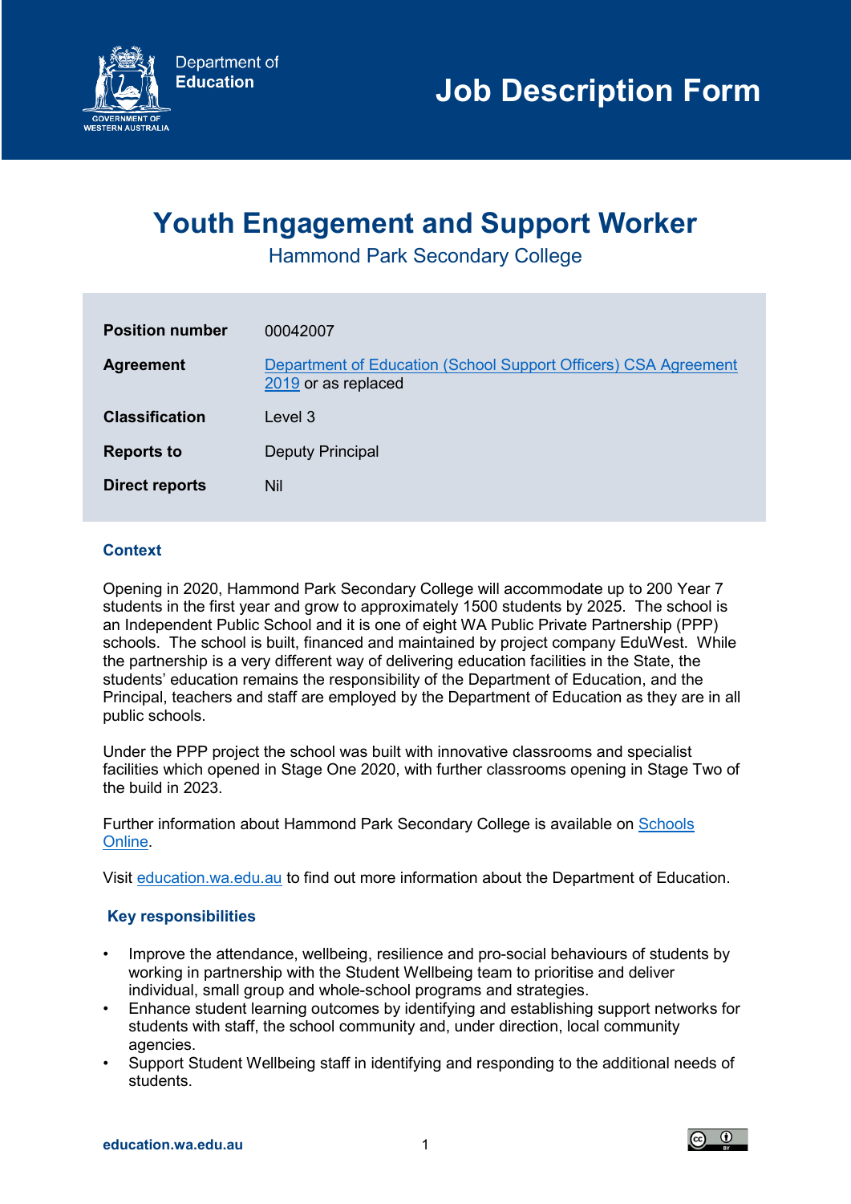Department of Education

GOVERNMENT OF WESTERN AUSTRALIA

# Job Description Form

# Youth Engagement and Support Worker

## Hammond Park Secondary College

| | |
|---|---|
| **Position number** | 00042007 |
| **Agreement** | Department of Education (School Support Officers) CSA Agreement 2019 or as replaced |
| **Classification** | Level 3 |
| **Reports to** | Deputy Principal |
| **Direct reports** | Nil |

### Context

Opening in 2020, Hammond Park Secondary College will accommodate up to 200 Year 7 students in the first year and grow to approximately 1500 students by 2025. The school is an Independent Public School and it is one of eight WA Public Private Partnership (PPP) schools. The school is built, financed and maintained by project company EduWest. While the partnership is a very different way of delivering education facilities in the State, the students' education remains the responsibility of the Department of Education, and the Principal, teachers and staff are employed by the Department of Education as they are in all public schools.

Under the PPP project the school was built with innovative classrooms and specialist facilities which opened in Stage One 2020, with further classrooms opening in Stage Two of the build in 2023.

Further information about Hammond Park Secondary College is available on Schools Online.

Visit education.wa.edu.au to find out more information about the Department of Education.

### Key responsibilities

- Improve the attendance, wellbeing, resilience and pro-social behaviours of students by working in partnership with the Student Wellbeing team to prioritise and deliver individual, small group and whole-school programs and strategies.
- Enhance student learning outcomes by identifying and establishing support networks for students with staff, the school community and, under direction, local community agencies.
- Support Student Wellbeing staff in identifying and responding to the additional needs of students.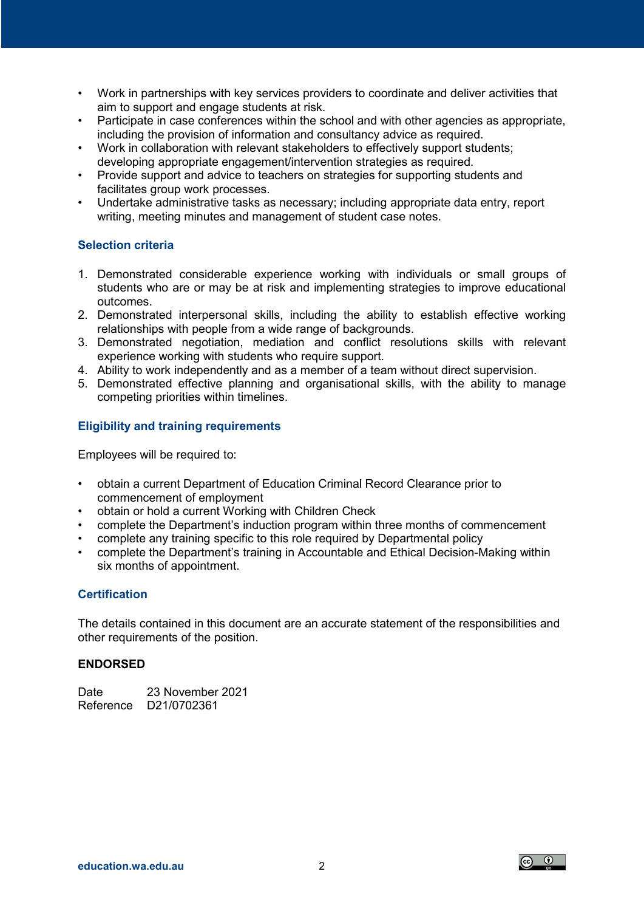- Work in partnerships with key services providers to coordinate and deliver activities that aim to support and engage students at risk.
- Participate in case conferences within the school and with other agencies as appropriate, including the provision of information and consultancy advice as required.
- Work in collaboration with relevant stakeholders to effectively support students; developing appropriate engagement/intervention strategies as required.
- Provide support and advice to teachers on strategies for supporting students and facilitates group work processes.
- Undertake administrative tasks as necessary; including appropriate data entry, report writing, meeting minutes and management of student case notes.

## Selection criteria

1. Demonstrated considerable experience working with individuals or small groups of students who are or may be at risk and implementing strategies to improve educational outcomes.
2. Demonstrated interpersonal skills, including the ability to establish effective working relationships with people from a wide range of backgrounds.
3. Demonstrated negotiation, mediation and conflict resolutions skills with relevant experience working with students who require support.
4. Ability to work independently and as a member of a team without direct supervision.
5. Demonstrated effective planning and organisational skills, with the ability to manage competing priorities within timelines.

## Eligibility and training requirements

Employees will be required to:

- obtain a current Department of Education Criminal Record Clearance prior to commencement of employment
- obtain or hold a current Working with Children Check
- complete the Department's induction program within three months of commencement
- complete any training specific to this role required by Departmental policy
- complete the Department's training in Accountable and Ethical Decision-Making within six months of appointment.

## Certification

The details contained in this document are an accurate statement of the responsibilities and other requirements of the position.

**ENDORSED**

Date 23 November 2021
Reference D21/0702361